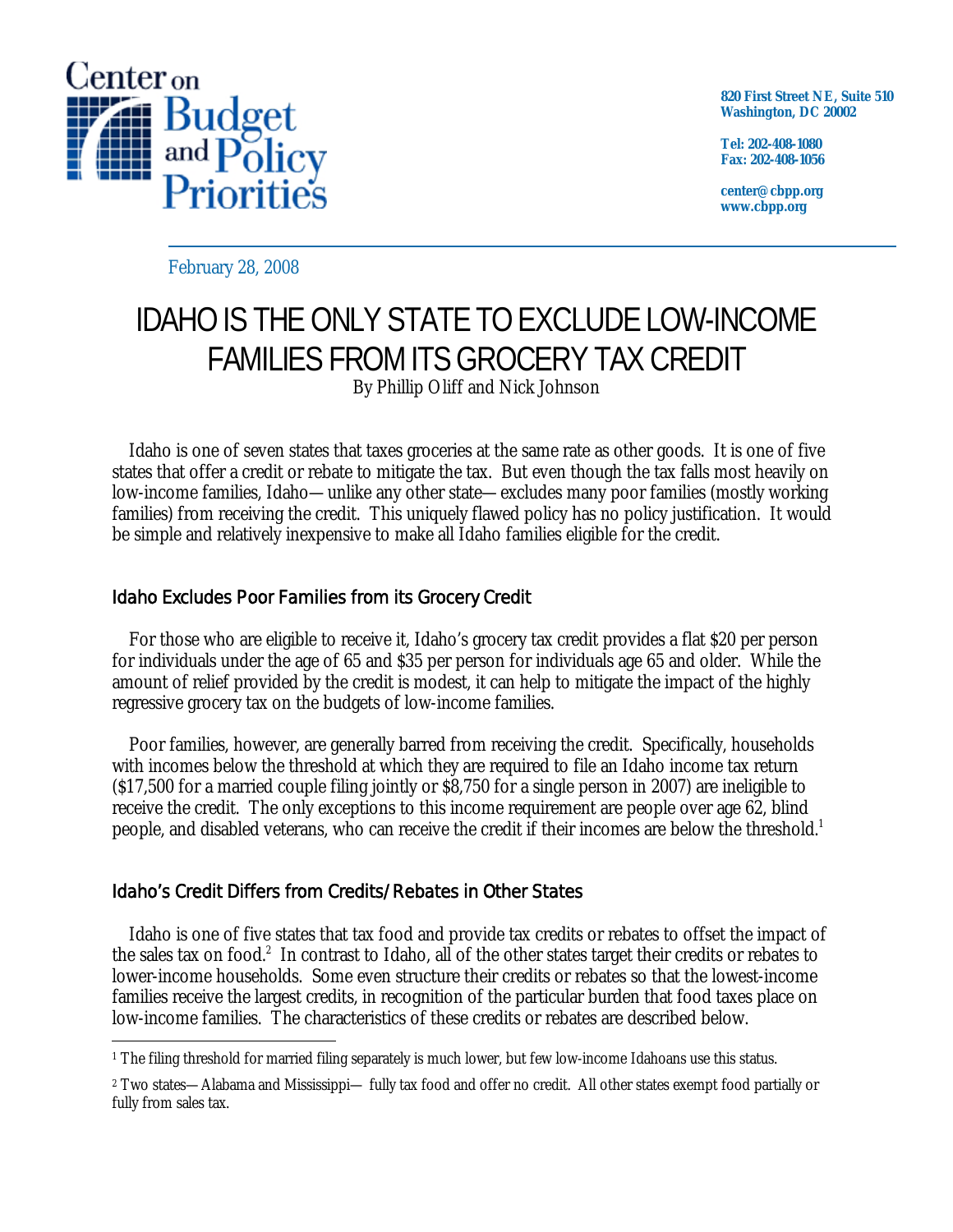Center on Budget and Policy Priorities

820 First Street NE, Suite 510
Washington, DC 20002

Tel: 202-408-1080
Fax: 202-408-1056

center@cbpp.org
www.cbpp.org

February 28, 2008

# IDAHO IS THE ONLY STATE TO EXCLUDE LOW-INCOME FAMILIES FROM ITS GROCERY TAX CREDIT

By Phillip Oliff and Nick Johnson

Idaho is one of seven states that taxes groceries at the same rate as other goods. It is one of five states that offer a credit or rebate to mitigate the tax. But even though the tax falls most heavily on low-income families, Idaho—unlike any other state—excludes many poor families (mostly working families) from receiving the credit. This uniquely flawed policy has no policy justification. It would be simple and relatively inexpensive to make all Idaho families eligible for the credit.

## Idaho Excludes Poor Families from its Grocery Credit

For those who are eligible to receive it, Idaho's grocery tax credit provides a flat $20 per person for individuals under the age of 65 and $35 per person for individuals age 65 and older. While the amount of relief provided by the credit is modest, it can help to mitigate the impact of the highly regressive grocery tax on the budgets of low-income families.

Poor families, however, are generally barred from receiving the credit. Specifically, households with incomes below the threshold at which they are required to file an Idaho income tax return ($17,500 for a married couple filing jointly or $8,750 for a single person in 2007) are ineligible to receive the credit. The only exceptions to this income requirement are people over age 62, blind people, and disabled veterans, who can receive the credit if their incomes are below the threshold.[1]

## Idaho's Credit Differs from Credits/Rebates in Other States

Idaho is one of five states that tax food and provide tax credits or rebates to offset the impact of the sales tax on food.[2] In contrast to Idaho, all of the other states target their credits or rebates to lower-income households. Some even structure their credits or rebates so that the lowest-income families receive the largest credits, in recognition of the particular burden that food taxes place on low-income families. The characteristics of these credits or rebates are described below.

---

[1] The filing threshold for married filing separately is much lower, but few low-income Idahoans use this status.

[2] Two states—Alabama and Mississippi— fully tax food and offer no credit. All other states exempt food partially or fully from sales tax.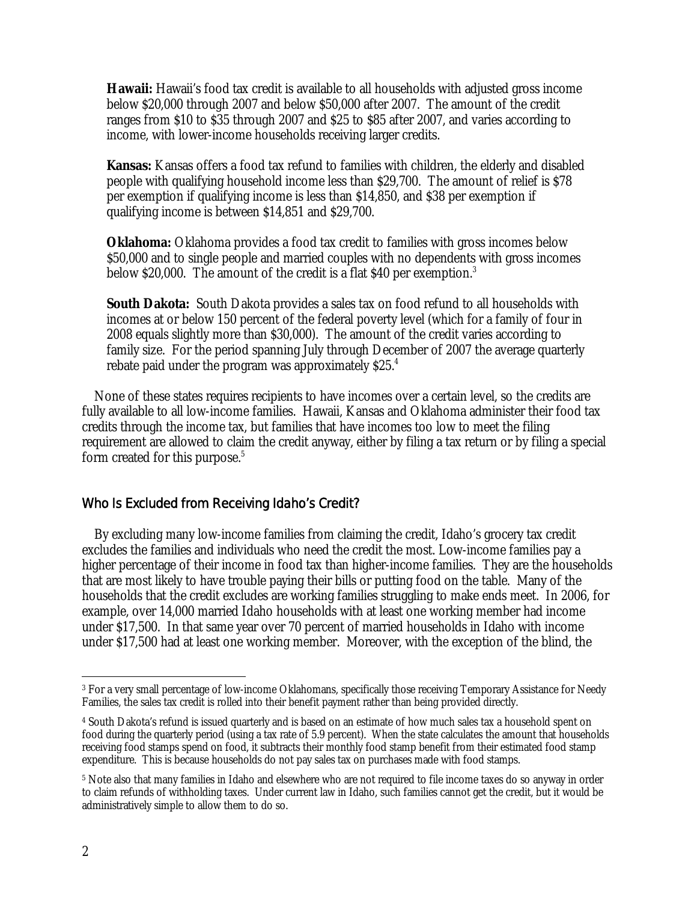**Hawaii:** Hawaii's food tax credit is available to all households with adjusted gross income below $20,000 through 2007 and below $50,000 after 2007. The amount of the credit ranges from $10 to $35 through 2007 and $25 to $85 after 2007, and varies according to income, with lower-income households receiving larger credits.

**Kansas:** Kansas offers a food tax refund to families with children, the elderly and disabled people with qualifying household income less than $29,700. The amount of relief is $78 per exemption if qualifying income is less than $14,850, and $38 per exemption if qualifying income is between $14,851 and $29,700.

**Oklahoma:** Oklahoma provides a food tax credit to families with gross incomes below $50,000 and to single people and married couples with no dependents with gross incomes below $20,000. The amount of the credit is a flat $40 per exemption.[3]

**South Dakota:** South Dakota provides a sales tax on food refund to all households with incomes at or below 150 percent of the federal poverty level (which for a family of four in 2008 equals slightly more than $30,000). The amount of the credit varies according to family size. For the period spanning July through December of 2007 the average quarterly rebate paid under the program was approximately $25.[4]

None of these states requires recipients to have incomes over a certain level, so the credits are fully available to all low-income families. Hawaii, Kansas and Oklahoma administer their food tax credits through the income tax, but families that have incomes too low to meet the filing requirement are allowed to claim the credit anyway, either by filing a tax return or by filing a special form created for this purpose.[5]

## Who Is Excluded from Receiving Idaho's Credit?

By excluding many low-income families from claiming the credit, Idaho's grocery tax credit excludes the families and individuals who need the credit the most. Low-income families pay a higher percentage of their income in food tax than higher-income families. They are the households that are most likely to have trouble paying their bills or putting food on the table. Many of the households that the credit excludes are working families struggling to make ends meet. In 2006, for example, over 14,000 married Idaho households with at least one working member had income under $17,500. In that same year over 70 percent of married households in Idaho with income under $17,500 had at least one working member. Moreover, with the exception of the blind, the

---

[3] For a very small percentage of low-income Oklahomans, specifically those receiving Temporary Assistance for Needy Families, the sales tax credit is rolled into their benefit payment rather than being provided directly.

[4] South Dakota's refund is issued quarterly and is based on an estimate of how much sales tax a household spent on food during the quarterly period (using a tax rate of 5.9 percent). When the state calculates the amount that households receiving food stamps spend on food, it subtracts their monthly food stamp benefit from their estimated food stamp expenditure. This is because households do not pay sales tax on purchases made with food stamps.

[5] Note also that many families in Idaho and elsewhere who are not required to file income taxes do so anyway in order to claim refunds of withholding taxes. Under current law in Idaho, such families cannot get the credit, but it would be administratively simple to allow them to do so.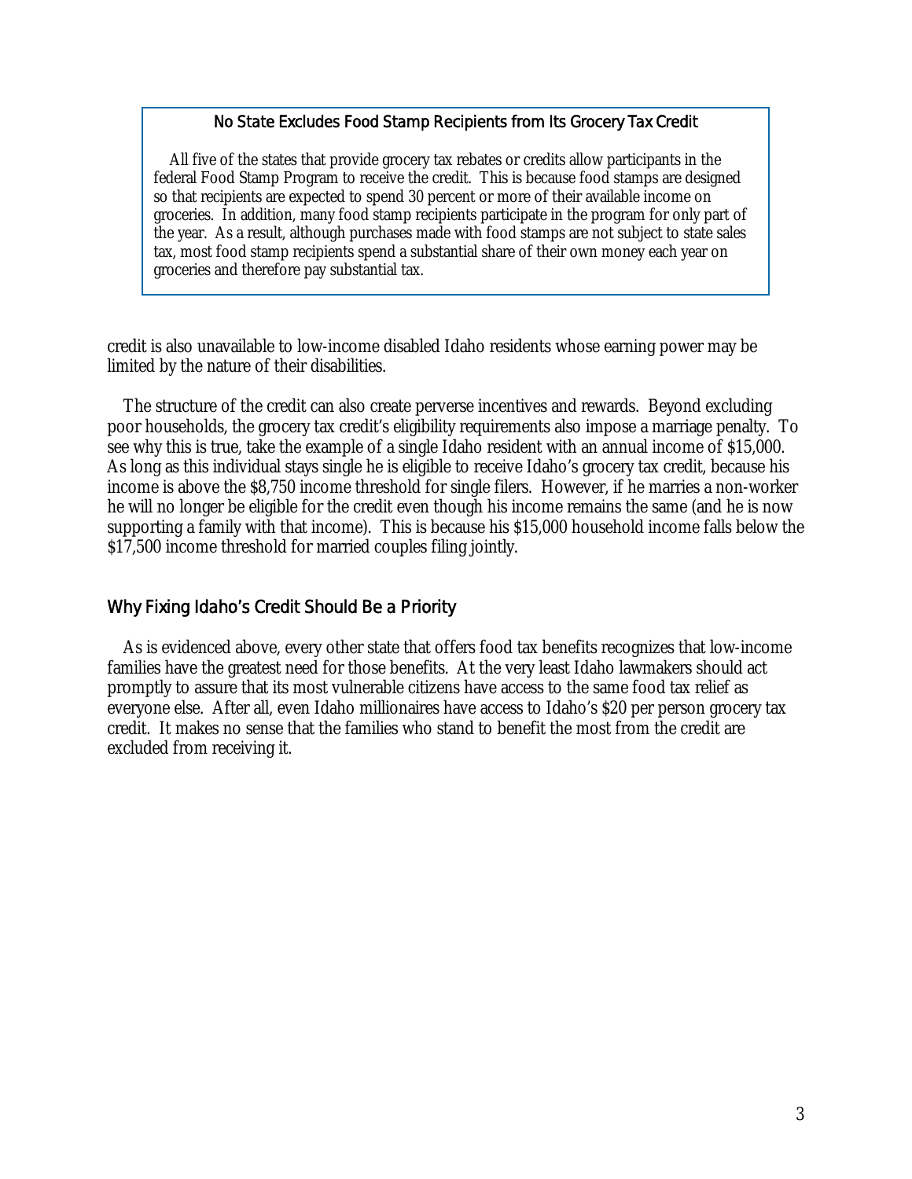> **No State Excludes Food Stamp Recipients from Its Grocery Tax Credit**
>
> All five of the states that provide grocery tax rebates or credits allow participants in the federal Food Stamp Program to receive the credit. This is because food stamps are designed so that recipients are expected to spend 30 percent or more of their available income on groceries. In addition, many food stamp recipients participate in the program for only part of the year. As a result, although purchases made with food stamps are not subject to state sales tax, most food stamp recipients spend a substantial share of their own money each year on groceries and therefore pay substantial tax.

credit is also unavailable to low-income disabled Idaho residents whose earning power may be limited by the nature of their disabilities.

The structure of the credit can also create perverse incentives and rewards. Beyond excluding poor households, the grocery tax credit's eligibility requirements also impose a marriage penalty. To see why this is true, take the example of a single Idaho resident with an annual income of $15,000. As long as this individual stays single he is eligible to receive Idaho's grocery tax credit, because his income is above the $8,750 income threshold for single filers. However, if he marries a non-worker he will no longer be eligible for the credit even though his income remains the same (and he is now supporting a family with that income). This is because his $15,000 household income falls below the $17,500 income threshold for married couples filing jointly.

## Why Fixing Idaho's Credit Should Be a Priority

As is evidenced above, every other state that offers food tax benefits recognizes that low-income families have the greatest need for those benefits. At the very least Idaho lawmakers should act promptly to assure that its most vulnerable citizens have access to the same food tax relief as everyone else. After all, even Idaho millionaires have access to Idaho's $20 per person grocery tax credit. It makes no sense that the families who stand to benefit the most from the credit are excluded from receiving it.